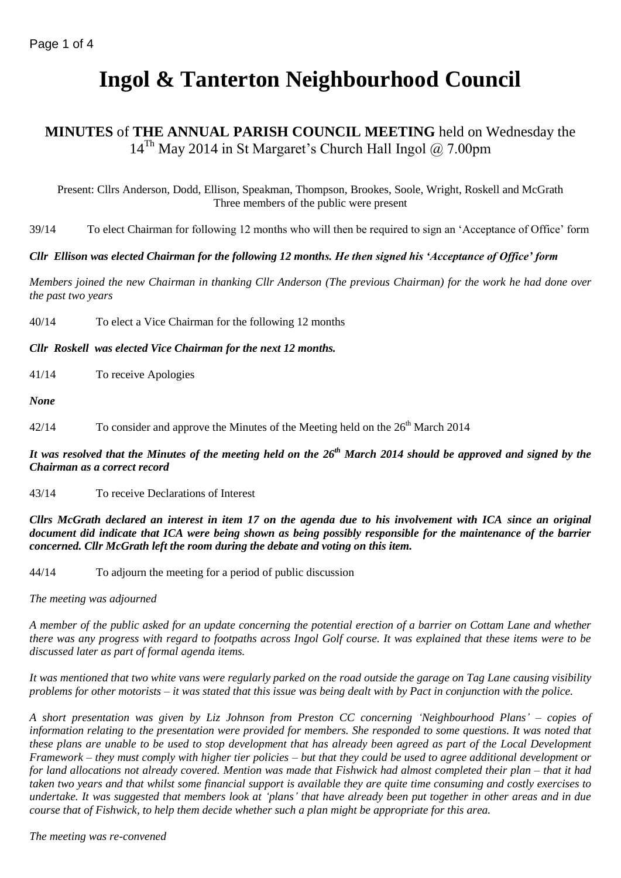# Ingol & Tanterton Neighbourhood Council

## **MINUTES** of **THE ANNUAL PARISH COUNCIL MEETING** held on Wednesday the 14[Th] May 2014 in St Margaret's Church Hall Ingol @ 7.00pm

Present: Cllrs Anderson, Dodd, Ellison, Speakman, Thompson, Brookes, Soole, Wright, Roskell and McGrath
Three members of the public were present

39/14 To elect Chairman for following 12 months who will then be required to sign an 'Acceptance of Office' form

***Cllr Ellison was elected Chairman for the following 12 months. He then signed his 'Acceptance of Office' form***

*Members joined the new Chairman in thanking Cllr Anderson (The previous Chairman) for the work he had done over the past two years*

40/14 To elect a Vice Chairman for the following 12 months

***Cllr Roskell was elected Vice Chairman for the next 12 months.***

41/14 To receive Apologies

***None***

42/14 To consider and approve the Minutes of the Meeting held on the 26[th] March 2014

***It was resolved that the Minutes of the meeting held on the 26[th] March 2014 should be approved and signed by the Chairman as a correct record***

43/14 To receive Declarations of Interest

***Cllrs McGrath declared an interest in item 17 on the agenda due to his involvement with ICA since an original document did indicate that ICA were being shown as being possibly responsible for the maintenance of the barrier concerned. Cllr McGrath left the room during the debate and voting on this item.***

44/14 To adjourn the meeting for a period of public discussion

*The meeting was adjourned*

*A member of the public asked for an update concerning the potential erection of a barrier on Cottam Lane and whether there was any progress with regard to footpaths across Ingol Golf course. It was explained that these items were to be discussed later as part of formal agenda items.*

*It was mentioned that two white vans were regularly parked on the road outside the garage on Tag Lane causing visibility problems for other motorists – it was stated that this issue was being dealt with by Pact in conjunction with the police.*

*A short presentation was given by Liz Johnson from Preston CC concerning 'Neighbourhood Plans' – copies of information relating to the presentation were provided for members. She responded to some questions. It was noted that these plans are unable to be used to stop development that has already been agreed as part of the Local Development Framework – they must comply with higher tier policies – but that they could be used to agree additional development or for land allocations not already covered. Mention was made that Fishwick had almost completed their plan – that it had taken two years and that whilst some financial support is available they are quite time consuming and costly exercises to undertake. It was suggested that members look at 'plans' that have already been put together in other areas and in due course that of Fishwick, to help them decide whether such a plan might be appropriate for this area.*

*The meeting was re-convened*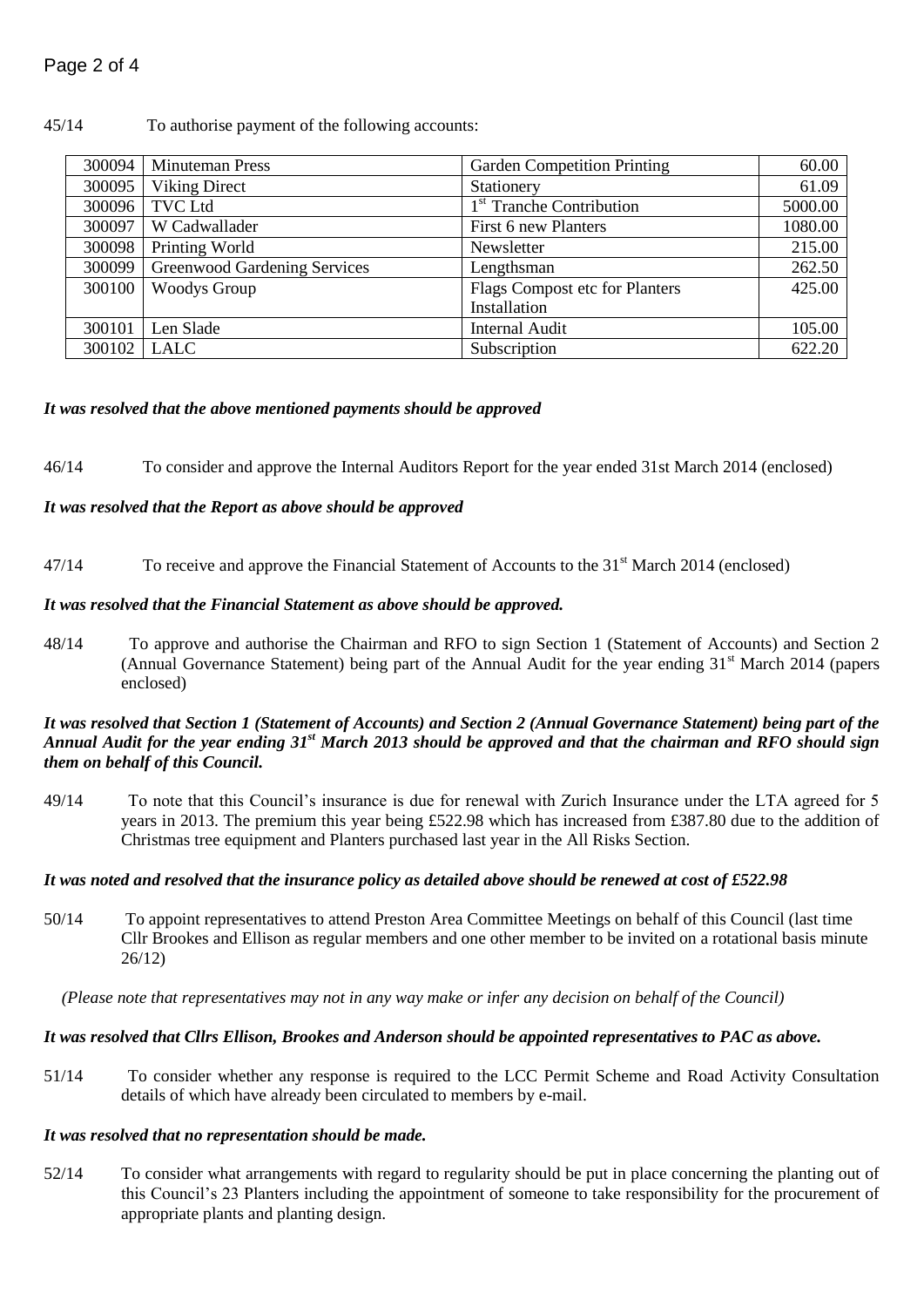45/14 To authorise payment of the following accounts:

| | | | |
|---|---|---|---|
| 300094 | Minuteman Press | Garden Competition Printing | 60.00 |
| 300095 | Viking Direct | Stationery | 61.09 |
| 300096 | TVC Ltd | 1st Tranche Contribution | 5000.00 |
| 300097 | W Cadwallader | First 6 new Planters | 1080.00 |
| 300098 | Printing World | Newsletter | 215.00 |
| 300099 | Greenwood Gardening Services | Lengthsman | 262.50 |
| 300100 | Woodys Group | Flags Compost etc for Planters Installation | 425.00 |
| 300101 | Len Slade | Internal Audit | 105.00 |
| 300102 | LALC | Subscription | 622.20 |

***It was resolved that the above mentioned payments should be approved***

46/14 To consider and approve the Internal Auditors Report for the year ended 31st March 2014 (enclosed)

***It was resolved that the Report as above should be approved***

47/14 To receive and approve the Financial Statement of Accounts to the 31st March 2014 (enclosed)

***It was resolved that the Financial Statement as above should be approved.***

48/14 To approve and authorise the Chairman and RFO to sign Section 1 (Statement of Accounts) and Section 2 (Annual Governance Statement) being part of the Annual Audit for the year ending 31st March 2014 (papers enclosed)

***It was resolved that Section 1 (Statement of Accounts) and Section 2 (Annual Governance Statement) being part of the Annual Audit for the year ending 31st March 2013 should be approved and that the chairman and RFO should sign them on behalf of this Council.***

49/14 To note that this Council's insurance is due for renewal with Zurich Insurance under the LTA agreed for 5 years in 2013. The premium this year being £522.98 which has increased from £387.80 due to the addition of Christmas tree equipment and Planters purchased last year in the All Risks Section.

***It was noted and resolved that the insurance policy as detailed above should be renewed at cost of £522.98***

50/14 To appoint representatives to attend Preston Area Committee Meetings on behalf of this Council (last time Cllr Brookes and Ellison as regular members and one other member to be invited on a rotational basis minute 26/12)

*(Please note that representatives may not in any way make or infer any decision on behalf of the Council)*

***It was resolved that Cllrs Ellison, Brookes and Anderson should be appointed representatives to PAC as above.***

51/14 To consider whether any response is required to the LCC Permit Scheme and Road Activity Consultation details of which have already been circulated to members by e-mail.

***It was resolved that no representation should be made.***

52/14 To consider what arrangements with regard to regularity should be put in place concerning the planting out of this Council's 23 Planters including the appointment of someone to take responsibility for the procurement of appropriate plants and planting design.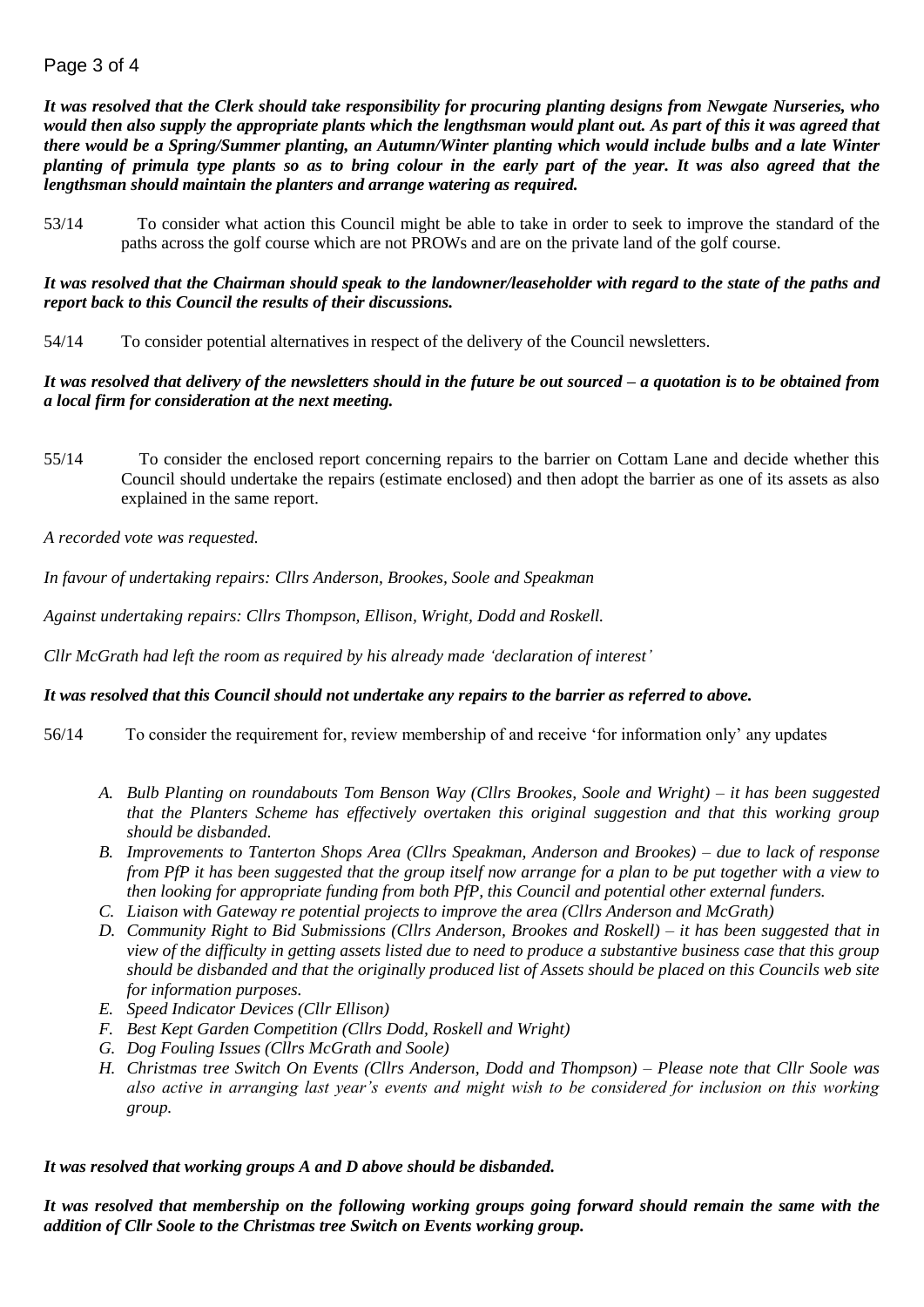***It was resolved that the Clerk should take responsibility for procuring planting designs from Newgate Nurseries, who would then also supply the appropriate plants which the lengthsman would plant out. As part of this it was agreed that there would be a Spring/Summer planting, an Autumn/Winter planting which would include bulbs and a late Winter planting of primula type plants so as to bring colour in the early part of the year. It was also agreed that the lengthsman should maintain the planters and arrange watering as required.***

53/14 To consider what action this Council might be able to take in order to seek to improve the standard of the paths across the golf course which are not PROWs and are on the private land of the golf course.

***It was resolved that the Chairman should speak to the landowner/leaseholder with regard to the state of the paths and report back to this Council the results of their discussions.***

54/14 To consider potential alternatives in respect of the delivery of the Council newsletters.

***It was resolved that delivery of the newsletters should in the future be out sourced – a quotation is to be obtained from a local firm for consideration at the next meeting.***

55/14 To consider the enclosed report concerning repairs to the barrier on Cottam Lane and decide whether this Council should undertake the repairs (estimate enclosed) and then adopt the barrier as one of its assets as also explained in the same report.

*A recorded vote was requested.*

*In favour of undertaking repairs: Cllrs Anderson, Brookes, Soole and Speakman*

*Against undertaking repairs: Cllrs Thompson, Ellison, Wright, Dodd and Roskell.*

*Cllr McGrath had left the room as required by his already made 'declaration of interest'*

***It was resolved that this Council should not undertake any repairs to the barrier as referred to above.***

56/14 To consider the requirement for, review membership of and receive 'for information only' any updates

*A. Bulb Planting on roundabouts Tom Benson Way (Cllrs Brookes, Soole and Wright) – it has been suggested that the Planters Scheme has effectively overtaken this original suggestion and that this working group should be disbanded.*

*B. Improvements to Tanterton Shops Area (Cllrs Speakman, Anderson and Brookes) – due to lack of response from PfP it has been suggested that the group itself now arrange for a plan to be put together with a view to then looking for appropriate funding from both PfP, this Council and potential other external funders.*

*C. Liaison with Gateway re potential projects to improve the area (Cllrs Anderson and McGrath)*

*D. Community Right to Bid Submissions (Cllrs Anderson, Brookes and Roskell) – it has been suggested that in view of the difficulty in getting assets listed due to need to produce a substantive business case that this group should be disbanded and that the originally produced list of Assets should be placed on this Councils web site for information purposes.*

*E. Speed Indicator Devices (Cllr Ellison)*

*F. Best Kept Garden Competition (Cllrs Dodd, Roskell and Wright)*

*G. Dog Fouling Issues (Cllrs McGrath and Soole)*

*H. Christmas tree Switch On Events (Cllrs Anderson, Dodd and Thompson) – Please note that Cllr Soole was also active in arranging last year's events and might wish to be considered for inclusion on this working group.*

***It was resolved that working groups A and D above should be disbanded.***

***It was resolved that membership on the following working groups going forward should remain the same with the addition of Cllr Soole to the Christmas tree Switch on Events working group.***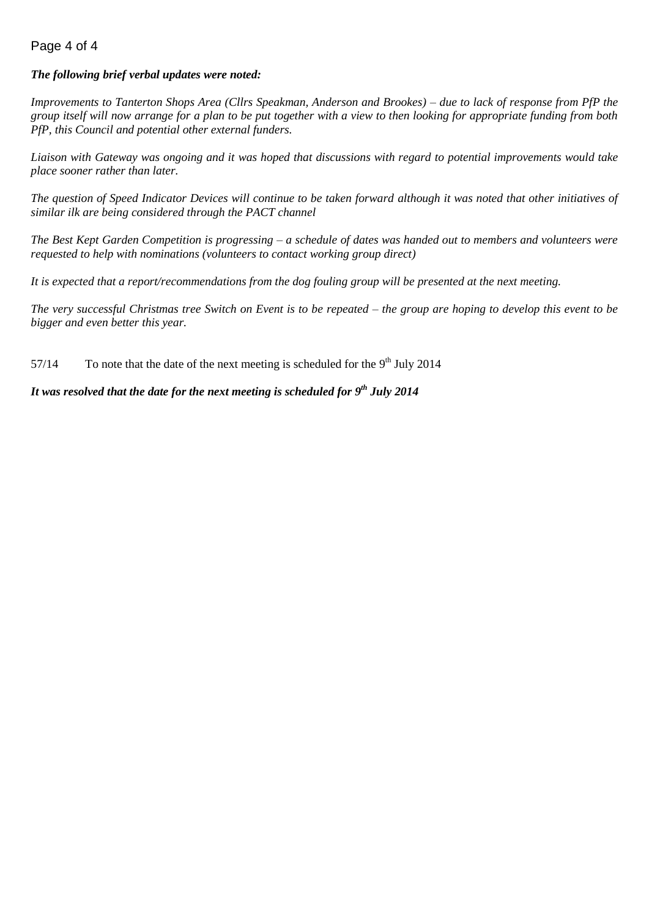***The following brief verbal updates were noted:***

*Improvements to Tanterton Shops Area (Cllrs Speakman, Anderson and Brookes) – due to lack of response from PfP the group itself will now arrange for a plan to be put together with a view to then looking for appropriate funding from both PfP, this Council and potential other external funders.*

*Liaison with Gateway was ongoing and it was hoped that discussions with regard to potential improvements would take place sooner rather than later.*

*The question of Speed Indicator Devices will continue to be taken forward although it was noted that other initiatives of similar ilk are being considered through the PACT channel*

*The Best Kept Garden Competition is progressing – a schedule of dates was handed out to members and volunteers were requested to help with nominations (volunteers to contact working group direct)*

*It is expected that a report/recommendations from the dog fouling group will be presented at the next meeting.*

*The very successful Christmas tree Switch on Event is to be repeated – the group are hoping to develop this event to be bigger and even better this year.*

57/14 To note that the date of the next meeting is scheduled for the 9th July 2014

***It was resolved that the date for the next meeting is scheduled for 9th July 2014***